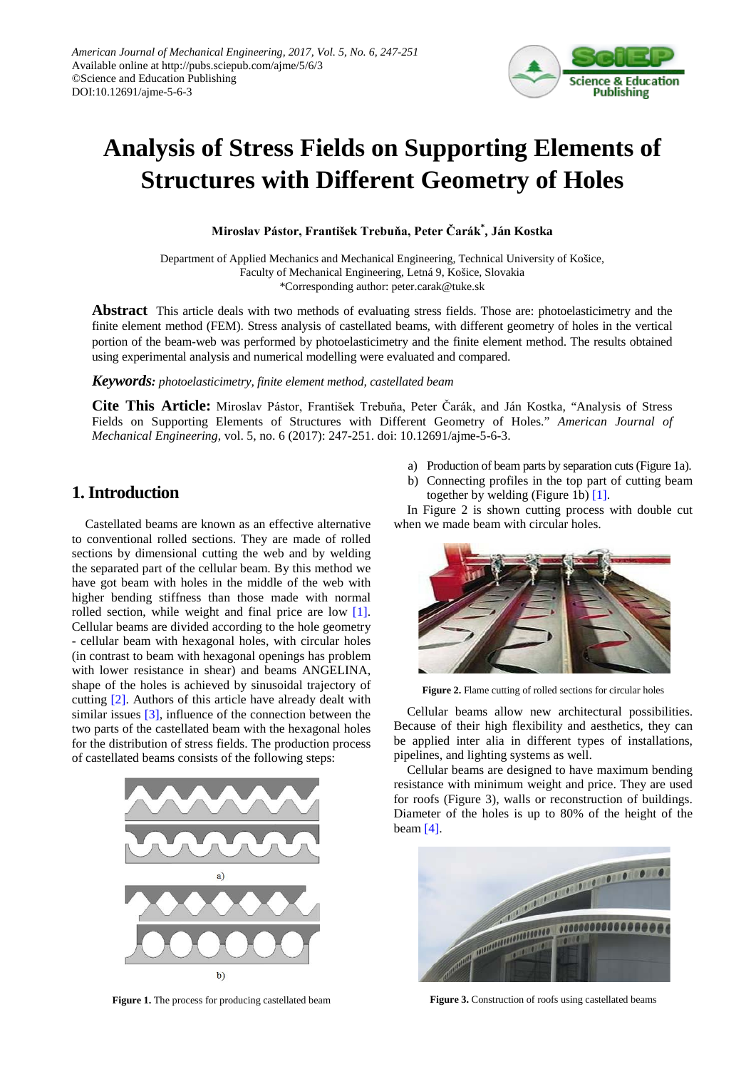# Analysis of Stress Fields on Supporting Elements of Structures with Different Geometry of Holes

**Miroslav Pástor, František Trebuňa, Peter Čarák*, Ján Kostka**

Department of Applied Mechanics and Mechanical Engineering, Technical University of Košice, Faculty of Mechanical Engineering, Letná 9, Košice, Slovakia
*Corresponding author: peter.carak@tuke.sk

**Abstract** This article deals with two methods of evaluating stress fields. Those are: photoelasticimetry and the finite element method (FEM). Stress analysis of castellated beams, with different geometry of holes in the vertical portion of the beam-web was performed by photoelasticimetry and the finite element method. The results obtained using experimental analysis and numerical modelling were evaluated and compared.

***Keywords:*** *photoelasticimetry, finite element method, castellated beam*

**Cite This Article:** Miroslav Pástor, František Trebuňa, Peter Čarák, and Ján Kostka, "Analysis of Stress Fields on Supporting Elements of Structures with Different Geometry of Holes." *American Journal of Mechanical Engineering*, vol. 5, no. 6 (2017): 247-251. doi: 10.12691/ajme-5-6-3.

## 1. Introduction

Castellated beams are known as an effective alternative to conventional rolled sections. They are made of rolled sections by dimensional cutting the web and by welding the separated part of the cellular beam. By this method we have got beam with holes in the middle of the web with higher bending stiffness than those made with normal rolled section, while weight and final price are low [1]. Cellular beams are divided according to the hole geometry - cellular beam with hexagonal holes, with circular holes (in contrast to beam with hexagonal openings has problem with lower resistance in shear) and beams ANGELINA, shape of the holes is achieved by sinusoidal trajectory of cutting [2]. Authors of this article have already dealt with similar issues [3], influence of the connection between the two parts of the castellated beam with the hexagonal holes for the distribution of stress fields. The production process of castellated beams consists of the following steps:

a) Production of beam parts by separation cuts (Figure 1a).
b) Connecting profiles in the top part of cutting beam together by welding (Figure 1b) [1].

a)

b)

**Figure 1.** The process for producing castellated beam

In Figure 2 is shown cutting process with double cut when we made beam with circular holes.

**Figure 2.** Flame cutting of rolled sections for circular holes

Cellular beams allow new architectural possibilities. Because of their high flexibility and aesthetics, they can be applied inter alia in different types of installations, pipelines, and lighting systems as well.

Cellular beams are designed to have maximum bending resistance with minimum weight and price. They are used for roofs (Figure 3), walls or reconstruction of buildings. Diameter of the holes is up to 80% of the height of the beam [4].

**Figure 3.** Construction of roofs using castellated beams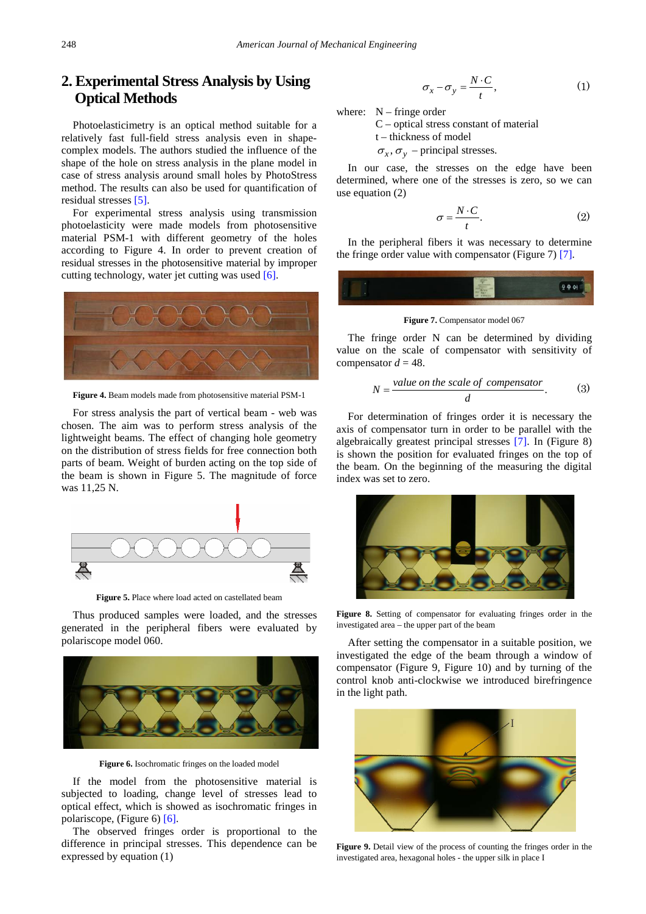## 2. Experimental Stress Analysis by Using Optical Methods

Photoelasticimetry is an optical method suitable for a relatively fast full-field stress analysis even in shape-complex models. The authors studied the influence of the shape of the hole on stress analysis in the plane model in case of stress analysis around small holes by PhotoStress method. The results can also be used for quantification of residual stresses [5].

For experimental stress analysis using transmission photoelasticity were made models from photosensitive material PSM-1 with different geometry of the holes according to Figure 4. In order to prevent creation of residual stresses in the photosensitive material by improper cutting technology, water jet cutting was used [6].

**Figure 4.** Beam models made from photosensitive material PSM-1

For stress analysis the part of vertical beam - web was chosen. The aim was to perform stress analysis of the lightweight beams. The effect of changing hole geometry on the distribution of stress fields for free connection both parts of beam. Weight of burden acting on the top side of the beam is shown in Figure 5. The magnitude of force was 11,25 N.

**Figure 5.** Place where load acted on castellated beam

Thus produced samples were loaded, and the stresses generated in the peripheral fibers were evaluated by polariscope model 060.

**Figure 6.** Isochromatic fringes on the loaded model

If the model from the photosensitive material is subjected to loading, change level of stresses lead to optical effect, which is showed as isochromatic fringes in polariscope, (Figure 6) [6].

The observed fringes order is proportional to the difference in principal stresses. This dependence can be expressed by equation (1)

$$\sigma_x - \sigma_y = \frac{N \cdot C}{t}, \tag{1}$$

where: N – fringe order
C – optical stress constant of material
t – thickness of model
$\sigma_x, \sigma_y$ – principal stresses.

In our case, the stresses on the edge have been determined, where one of the stresses is zero, so we can use equation (2)

$$\sigma = \frac{N \cdot C}{t}. \tag{2}$$

In the peripheral fibers it was necessary to determine the fringe order value with compensator (Figure 7) [7].

**Figure 7.** Compensator model 067

The fringe order N can be determined by dividing value on the scale of compensator with sensitivity of compensator $d = 48$.

$$N = \frac{\text{value on the scale of compensator}}{d}. \tag{3}$$

For determination of fringes order it is necessary the axis of compensator turn in order to be parallel with the algebraically greatest principal stresses [7]. In (Figure 8) is shown the position for evaluated fringes on the top of the beam. On the beginning of the measuring the digital index was set to zero.

**Figure 8.** Setting of compensator for evaluating fringes order in the investigated area – the upper part of the beam

After setting the compensator in a suitable position, we investigated the edge of the beam through a window of compensator (Figure 9, Figure 10) and by turning of the control knob anti-clockwise we introduced birefringence in the light path.

**Figure 9.** Detail view of the process of counting the fringes order in the investigated area, hexagonal holes - the upper silk in place I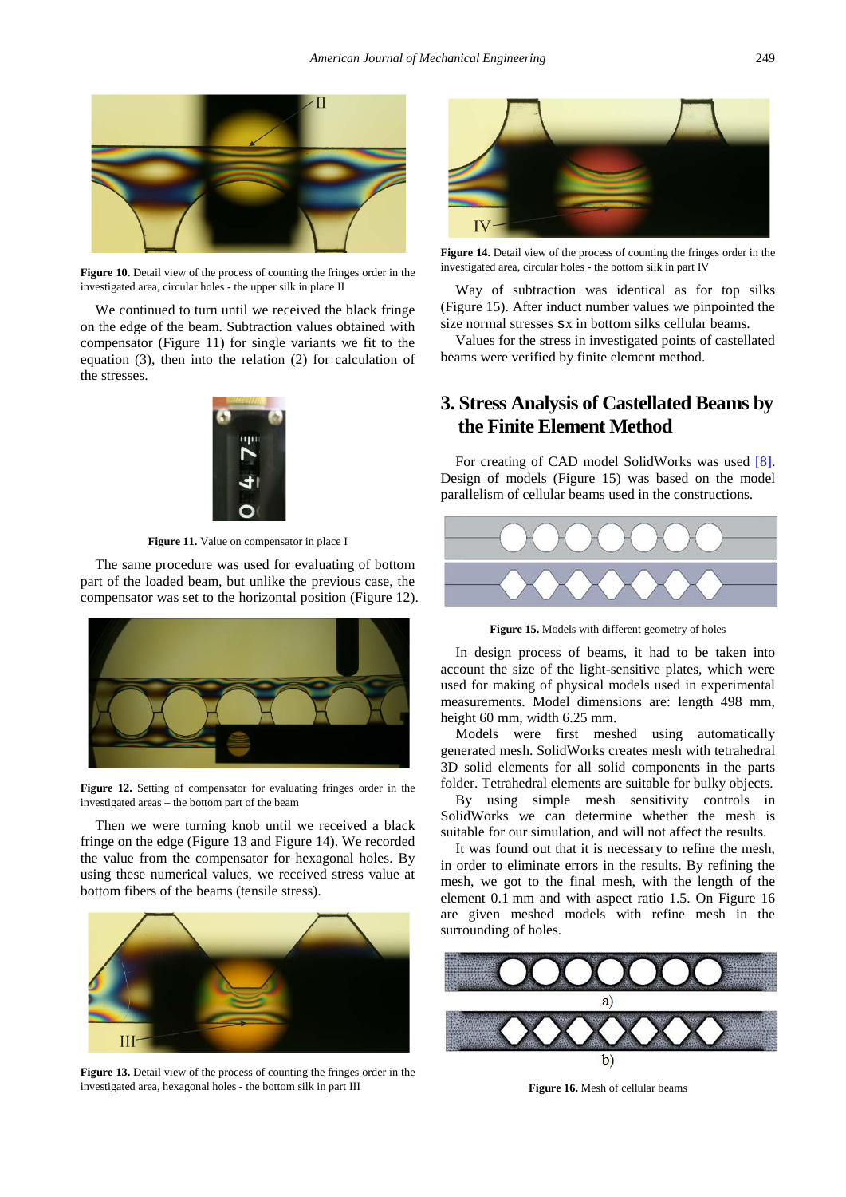Figure 10. Detail view of the process of counting the fringes order in the investigated area, circular holes - the upper silk in place II

We continued to turn until we received the black fringe on the edge of the beam. Subtraction values obtained with compensator (Figure 11) for single variants we fit to the equation (3), then into the relation (2) for calculation of the stresses.

Figure 11. Value on compensator in place I

The same procedure was used for evaluating of bottom part of the loaded beam, but unlike the previous case, the compensator was set to the horizontal position (Figure 12).

Figure 12. Setting of compensator for evaluating fringes order in the investigated areas – the bottom part of the beam

Then we were turning knob until we received a black fringe on the edge (Figure 13 and Figure 14). We recorded the value from the compensator for hexagonal holes. By using these numerical values, we received stress value at bottom fibers of the beams (tensile stress).

Figure 13. Detail view of the process of counting the fringes order in the investigated area, hexagonal holes - the bottom silk in part III

Figure 14. Detail view of the process of counting the fringes order in the investigated area, circular holes - the bottom silk in part IV

Way of subtraction was identical as for top silks (Figure 15). After induct number values we pinpointed the size normal stresses $\sigma x$ in bottom silks cellular beams.

Values for the stress in investigated points of castellated beams were verified by finite element method.

## 3. Stress Analysis of Castellated Beams by the Finite Element Method

For creating of CAD model SolidWorks was used [8]. Design of models (Figure 15) was based on the model parallelism of cellular beams used in the constructions.

Figure 15. Models with different geometry of holes

In design process of beams, it had to be taken into account the size of the light-sensitive plates, which were used for making of physical models used in experimental measurements. Model dimensions are: length 498 mm, height 60 mm, width 6.25 mm.

Models were first meshed using automatically generated mesh. SolidWorks creates mesh with tetrahedral 3D solid elements for all solid components in the parts folder. Tetrahedral elements are suitable for bulky objects.

By using simple mesh sensitivity controls in SolidWorks we can determine whether the mesh is suitable for our simulation, and will not affect the results.

It was found out that it is necessary to refine the mesh, in order to eliminate errors in the results. By refining the mesh, we got to the final mesh, with the length of the element 0.1 mm and with aspect ratio 1.5. On Figure 16 are given meshed models with refine mesh in the surrounding of holes.

a)

b)

Figure 16. Mesh of cellular beams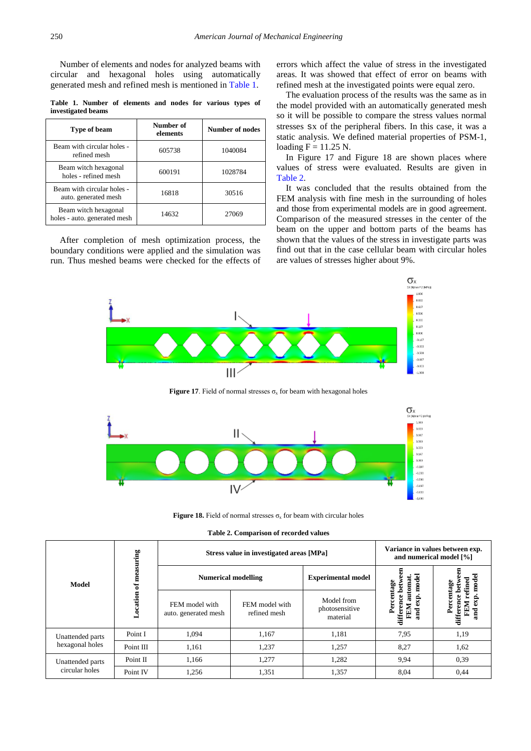Number of elements and nodes for analyzed beams with circular and hexagonal holes using automatically generated mesh and refined mesh is mentioned in Table 1.

**Table 1. Number of elements and nodes for various types of investigated beams**

| Type of beam | Number of elements | Number of nodes |
|---|---|---|
| Beam with circular holes - refined mesh | 605738 | 1040084 |
| Beam witch hexagonal holes - refined mesh | 600191 | 1028784 |
| Beam with circular holes - auto. generated mesh | 16818 | 30516 |
| Beam witch hexagonal holes - auto. generated mesh | 14632 | 27069 |

After completion of mesh optimization process, the boundary conditions were applied and the simulation was run. Thus meshed beams were checked for the effects of errors which affect the value of stress in the investigated areas. It was showed that effect of error on beams with refined mesh at the investigated points were equal zero.

The evaluation process of the results was the same as in the model provided with an automatically generated mesh so it will be possible to compare the stress values normal stresses Sx of the peripheral fibers. In this case, it was a static analysis. We defined material properties of PSM-1, loading F = 11.25 N.

In Figure 17 and Figure 18 are shown places where values of stress were evaluated. Results are given in Table 2.

It was concluded that the results obtained from the FEM analysis with fine mesh in the surrounding of holes and those from experimental models are in good agreement. Comparison of the measured stresses in the center of the beam on the upper and bottom parts of the beams has shown that the values of the stress in investigate parts was find out that in the case cellular beam with circular holes are values of stresses higher about 9%.

**Figure 17**. Field of normal stresses $\sigma_x$ for beam with hexagonal holes

**Figure 18.** Field of normal stresses $\sigma_x$ for beam with circular holes

**Table 2. Comparison of recorded values**

| Model | Location of measuring | Stress value in investigated areas [MPa] | | | Variance in values between exp. and numerical model [%] | |
|---|---|---|---|---|---|---|
| | | Numerical modelling | | Experimental model | Percentage difference between FEM automat. and exp. model | Percentage difference between FEM refined and exp. model |
| | | FEM model with auto. generated mesh | FEM model with refined mesh | Model from photosensitive material | | |
| Unattended parts hexagonal holes | Point I | 1,094 | 1,167 | 1,181 | 7,95 | 1,19 |
| | Point III | 1,161 | 1,237 | 1,257 | 8,27 | 1,62 |
| Unattended parts circular holes | Point II | 1,166 | 1,277 | 1,282 | 9,94 | 0,39 |
| | Point IV | 1,256 | 1,351 | 1,357 | 8,04 | 0,44 |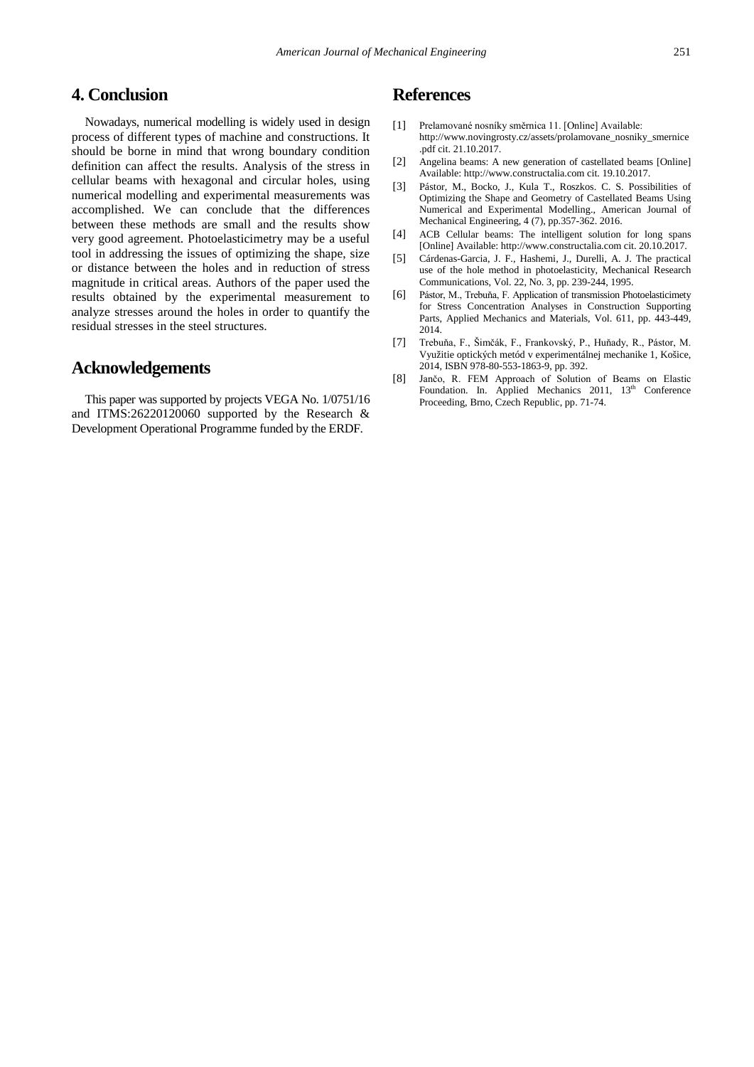## 4. Conclusion

Nowadays, numerical modelling is widely used in design process of different types of machine and constructions. It should be borne in mind that wrong boundary condition definition can affect the results. Analysis of the stress in cellular beams with hexagonal and circular holes, using numerical modelling and experimental measurements was accomplished. We can conclude that the differences between these methods are small and the results show very good agreement. Photoelasticimetry may be a useful tool in addressing the issues of optimizing the shape, size or distance between the holes and in reduction of stress magnitude in critical areas. Authors of the paper used the results obtained by the experimental measurement to analyze stresses around the holes in order to quantify the residual stresses in the steel structures.

## Acknowledgements

This paper was supported by projects VEGA No. 1/0751/16 and ITMS:26220120060 supported by the Research & Development Operational Programme funded by the ERDF.

## References

[1] Prelamované nosníky směrnica 11. [Online] Available: http://www.novingrosty.cz/assets/prolamovane_nosniky_smernice.pdf cit. 21.10.2017.

[2] Angelina beams: A new generation of castellated beams [Online] Available: http://www.constructalia.com cit. 19.10.2017.

[3] Pástor, M., Bocko, J., Kula T., Roszkos. C. S. Possibilities of Optimizing the Shape and Geometry of Castellated Beams Using Numerical and Experimental Modelling., American Journal of Mechanical Engineering, 4 (7), pp.357-362. 2016.

[4] ACB Cellular beams: The intelligent solution for long spans [Online] Available: http://www.constructalia.com cit. 20.10.2017.

[5] Cárdenas-Garcia, J. F., Hashemi, J., Durelli, A. J. The practical use of the hole method in photoelasticity, Mechanical Research Communications, Vol. 22, No. 3, pp. 239-244, 1995.

[6] Pástor, M., Trebuňa, F. Application of transmission Photoelasticimety for Stress Concentration Analyses in Construction Supporting Parts, Applied Mechanics and Materials, Vol. 611, pp. 443-449, 2014.

[7] Trebuňa, F., Šimčák, F., Frankovský, P., Huňady, R., Pástor, M. Využitie optických metód v experimentálnej mechanike 1, Košice, 2014, ISBN 978-80-553-1863-9, pp. 392.

[8] Jančo, R. FEM Approach of Solution of Beams on Elastic Foundation. In. Applied Mechanics 2011, 13th Conference Proceeding, Brno, Czech Republic, pp. 71-74.